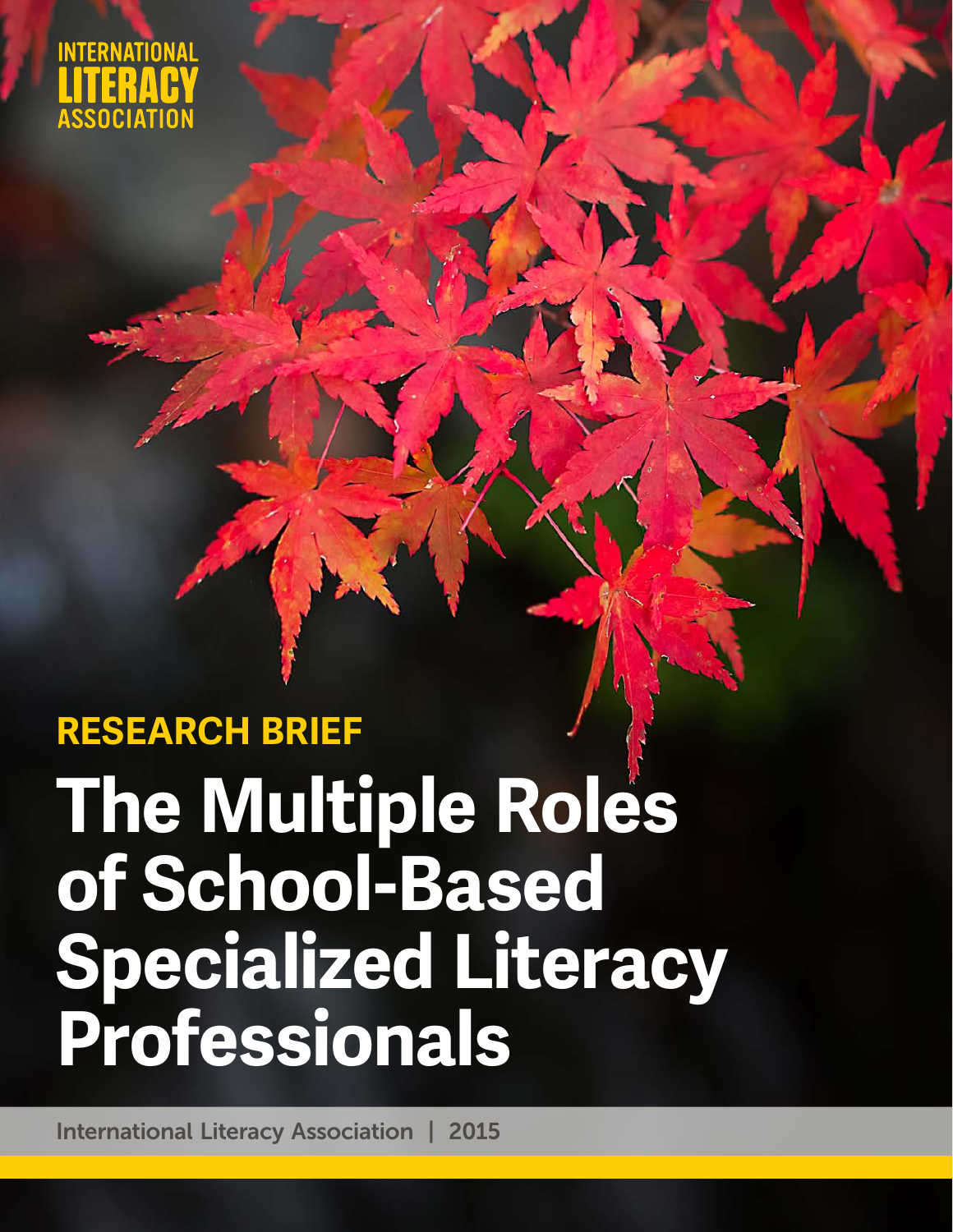INTERNATIONAL LITERACY ASSOCIATION

RESEARCH BRIEF

# The Multiple Roles of School-Based Specialized Literacy Professionals

International Literacy Association | 2015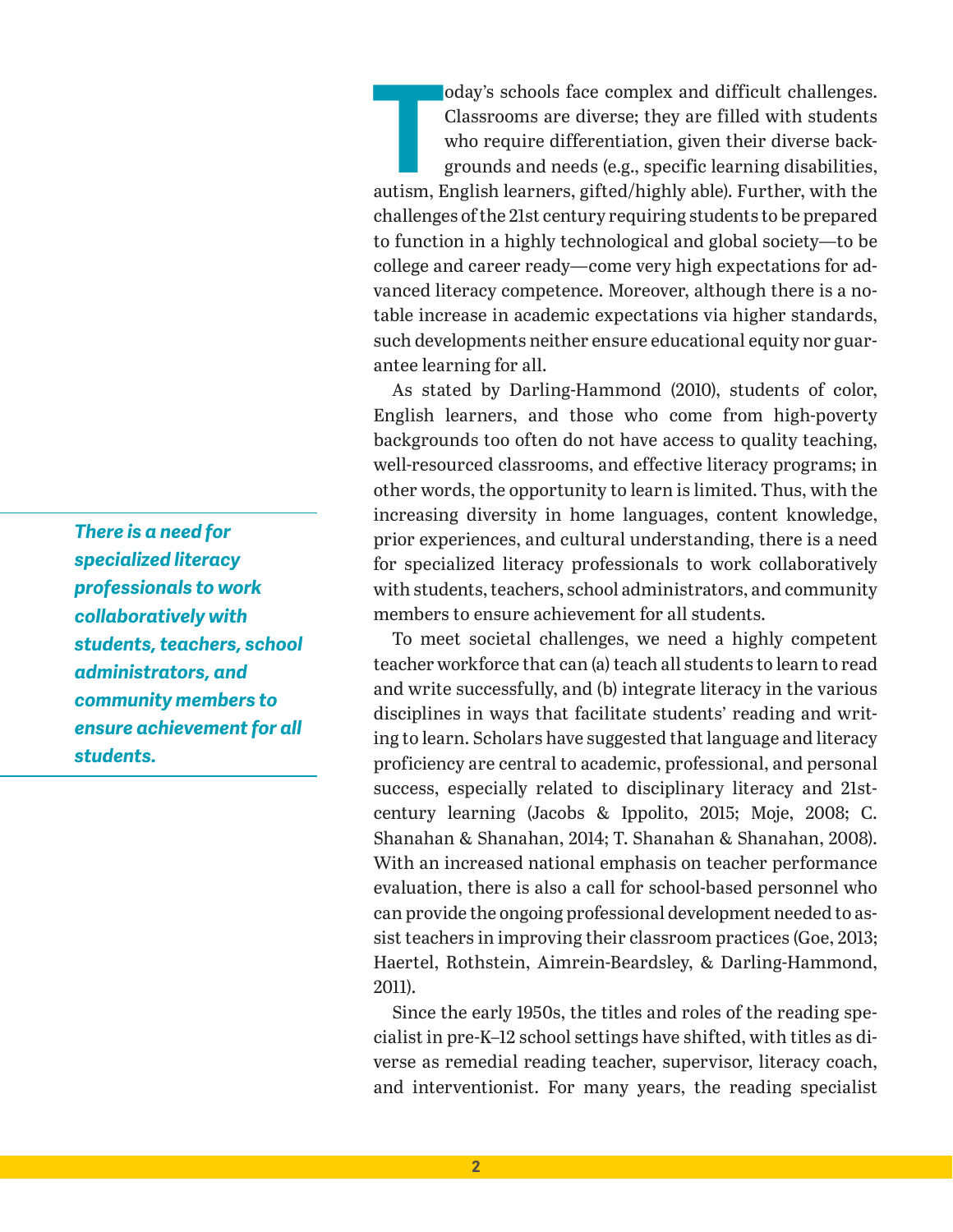Today's schools face complex and difficult challenges. Classrooms are diverse; they are filled with students who require differentiation, given their diverse backgrounds and needs (e.g., specific learning disabilities, autism, English learners, gifted/highly able). Further, with the challenges of the 21st century requiring students to be prepared to function in a highly technological and global society—to be college and career ready—come very high expectations for advanced literacy competence. Moreover, although there is a notable increase in academic expectations via higher standards, such developments neither ensure educational equity nor guarantee learning for all.

As stated by Darling-Hammond (2010), students of color, English learners, and those who come from high-poverty backgrounds too often do not have access to quality teaching, well-resourced classrooms, and effective literacy programs; in other words, the opportunity to learn is limited. Thus, with the increasing diversity in home languages, content knowledge, prior experiences, and cultural understanding, there is a need for specialized literacy professionals to work collaboratively with students, teachers, school administrators, and community members to ensure achievement for all students.

***There is a need for specialized literacy professionals to work collaboratively with students, teachers, school administrators, and community members to ensure achievement for all students.***

To meet societal challenges, we need a highly competent teacher workforce that can (a) teach all students to learn to read and write successfully, and (b) integrate literacy in the various disciplines in ways that facilitate students' reading and writing to learn. Scholars have suggested that language and literacy proficiency are central to academic, professional, and personal success, especially related to disciplinary literacy and 21st-century learning (Jacobs & Ippolito, 2015; Moje, 2008; C. Shanahan & Shanahan, 2014; T. Shanahan & Shanahan, 2008). With an increased national emphasis on teacher performance evaluation, there is also a call for school-based personnel who can provide the ongoing professional development needed to assist teachers in improving their classroom practices (Goe, 2013; Haertel, Rothstein, Aimrein-Beardsley, & Darling-Hammond, 2011).

Since the early 1950s, the titles and roles of the reading specialist in pre-K–12 school settings have shifted, with titles as diverse as remedial reading teacher, supervisor, literacy coach, and interventionist. For many years, the reading specialist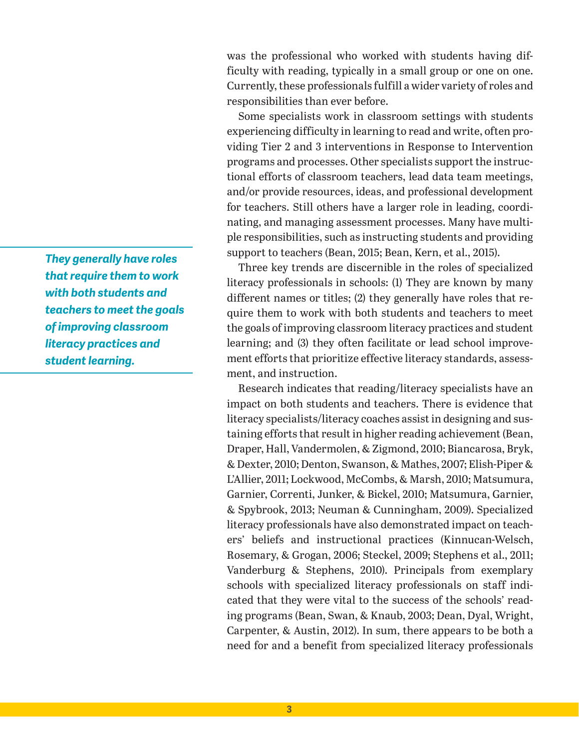was the professional who worked with students having difficulty with reading, typically in a small group or one on one. Currently, these professionals fulfill a wider variety of roles and responsibilities than ever before.

Some specialists work in classroom settings with students experiencing difficulty in learning to read and write, often providing Tier 2 and 3 interventions in Response to Intervention programs and processes. Other specialists support the instructional efforts of classroom teachers, lead data team meetings, and/or provide resources, ideas, and professional development for teachers. Still others have a larger role in leading, coordinating, and managing assessment processes. Many have multiple responsibilities, such as instructing students and providing support to teachers (Bean, 2015; Bean, Kern, et al., 2015).

> ***They generally have roles that require them to work with both students and teachers to meet the goals of improving classroom literacy practices and student learning.***

Three key trends are discernible in the roles of specialized literacy professionals in schools: (1) They are known by many different names or titles; (2) they generally have roles that require them to work with both students and teachers to meet the goals of improving classroom literacy practices and student learning; and (3) they often facilitate or lead school improvement efforts that prioritize effective literacy standards, assessment, and instruction.

Research indicates that reading/literacy specialists have an impact on both students and teachers. There is evidence that literacy specialists/literacy coaches assist in designing and sustaining efforts that result in higher reading achievement (Bean, Draper, Hall, Vandermolen, & Zigmond, 2010; Biancarosa, Bryk, & Dexter, 2010; Denton, Swanson, & Mathes, 2007; Elish-Piper & L'Allier, 2011; Lockwood, McCombs, & Marsh, 2010; Matsumura, Garnier, Correnti, Junker, & Bickel, 2010; Matsumura, Garnier, & Spybrook, 2013; Neuman & Cunningham, 2009). Specialized literacy professionals have also demonstrated impact on teachers' beliefs and instructional practices (Kinnucan-Welsch, Rosemary, & Grogan, 2006; Steckel, 2009; Stephens et al., 2011; Vanderburg & Stephens, 2010). Principals from exemplary schools with specialized literacy professionals on staff indicated that they were vital to the success of the schools' reading programs (Bean, Swan, & Knaub, 2003; Dean, Dyal, Wright, Carpenter, & Austin, 2012). In sum, there appears to be both a need for and a benefit from specialized literacy professionals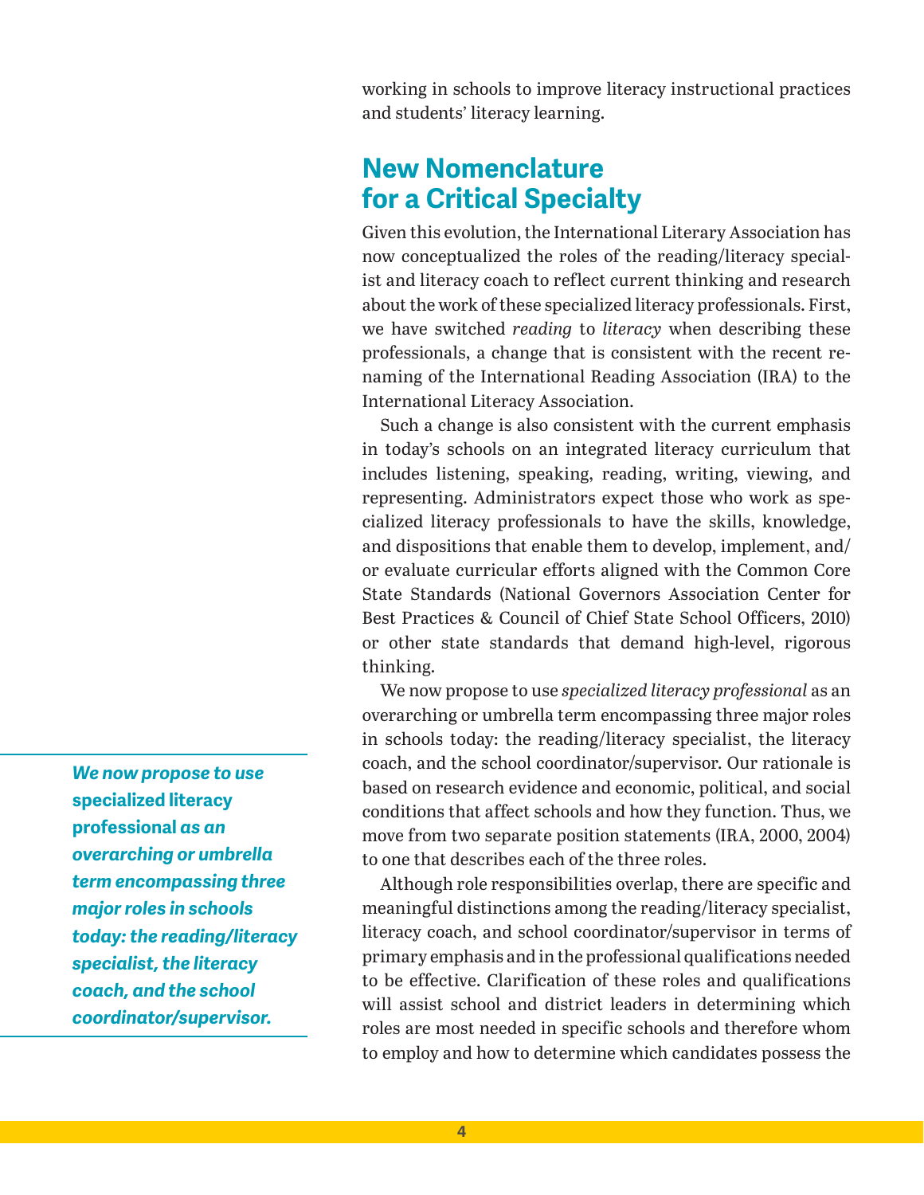working in schools to improve literacy instructional practices and students' literacy learning.

## New Nomenclature for a Critical Specialty

Given this evolution, the International Literary Association has now conceptualized the roles of the reading/literacy specialist and literacy coach to reflect current thinking and research about the work of these specialized literacy professionals. First, we have switched *reading* to *literacy* when describing these professionals, a change that is consistent with the recent renaming of the International Reading Association (IRA) to the International Literacy Association.

Such a change is also consistent with the current emphasis in today's schools on an integrated literacy curriculum that includes listening, speaking, reading, writing, viewing, and representing. Administrators expect those who work as specialized literacy professionals to have the skills, knowledge, and dispositions that enable them to develop, implement, and/or evaluate curricular efforts aligned with the Common Core State Standards (National Governors Association Center for Best Practices & Council of Chief State School Officers, 2010) or other state standards that demand high-level, rigorous thinking.

We now propose to use *specialized literacy professional* as an overarching or umbrella term encompassing three major roles in schools today: the reading/literacy specialist, the literacy coach, and the school coordinator/supervisor. Our rationale is based on research evidence and economic, political, and social conditions that affect schools and how they function. Thus, we move from two separate position statements (IRA, 2000, 2004) to one that describes each of the three roles.

> ***We now propose to use* specialized literacy professional *as an overarching or umbrella term encompassing three major roles in schools today: the reading/literacy specialist, the literacy coach, and the school coordinator/supervisor.***

Although role responsibilities overlap, there are specific and meaningful distinctions among the reading/literacy specialist, literacy coach, and school coordinator/supervisor in terms of primary emphasis and in the professional qualifications needed to be effective. Clarification of these roles and qualifications will assist school and district leaders in determining which roles are most needed in specific schools and therefore whom to employ and how to determine which candidates possess the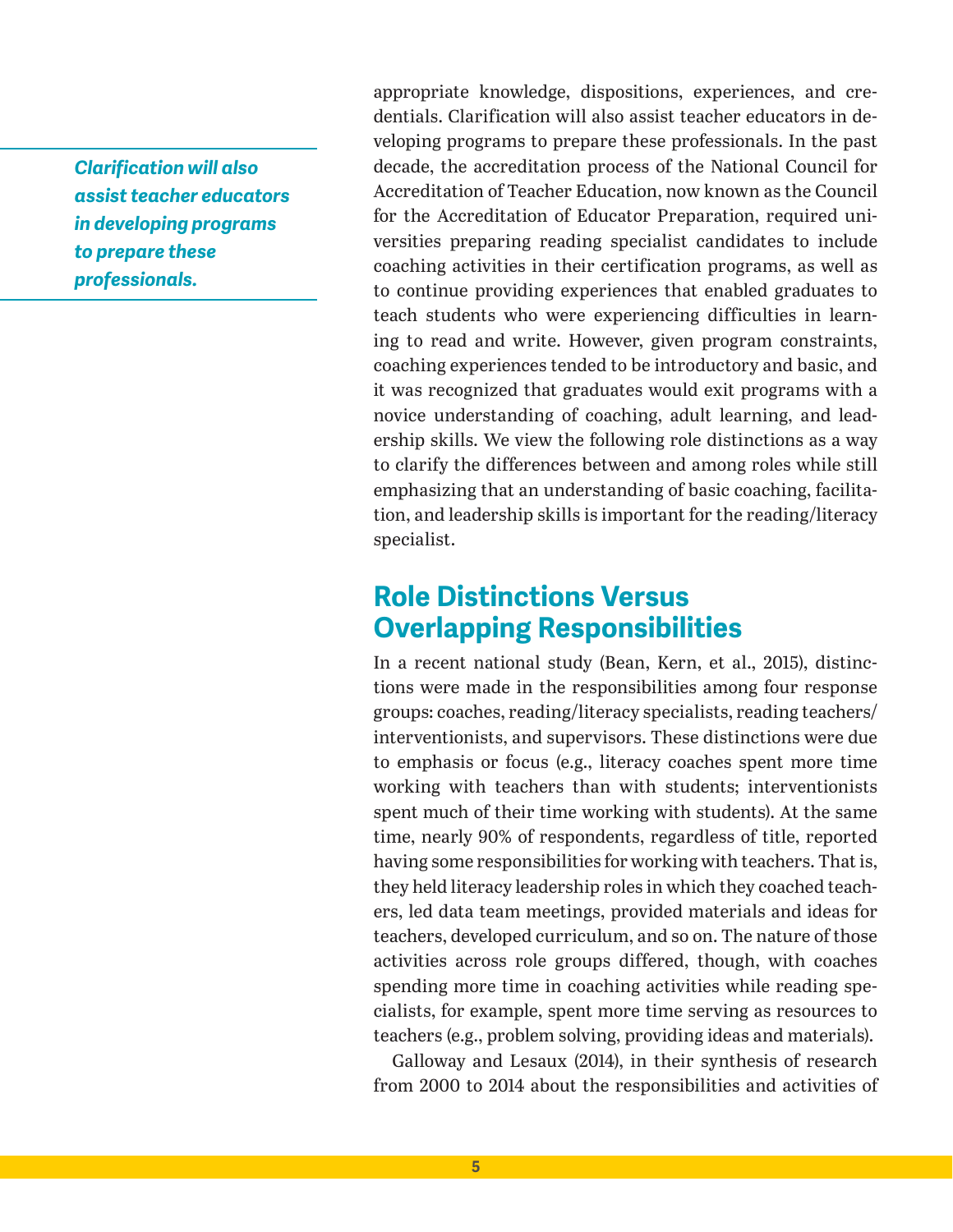*Clarification will also assist teacher educators in developing programs to prepare these professionals.*

appropriate knowledge, dispositions, experiences, and credentials. Clarification will also assist teacher educators in developing programs to prepare these professionals. In the past decade, the accreditation process of the National Council for Accreditation of Teacher Education, now known as the Council for the Accreditation of Educator Preparation, required universities preparing reading specialist candidates to include coaching activities in their certification programs, as well as to continue providing experiences that enabled graduates to teach students who were experiencing difficulties in learning to read and write. However, given program constraints, coaching experiences tended to be introductory and basic, and it was recognized that graduates would exit programs with a novice understanding of coaching, adult learning, and leadership skills. We view the following role distinctions as a way to clarify the differences between and among roles while still emphasizing that an understanding of basic coaching, facilitation, and leadership skills is important for the reading/literacy specialist.

## Role Distinctions Versus Overlapping Responsibilities

In a recent national study (Bean, Kern, et al., 2015), distinctions were made in the responsibilities among four response groups: coaches, reading/literacy specialists, reading teachers/interventionists, and supervisors. These distinctions were due to emphasis or focus (e.g., literacy coaches spent more time working with teachers than with students; interventionists spent much of their time working with students). At the same time, nearly 90% of respondents, regardless of title, reported having some responsibilities for working with teachers. That is, they held literacy leadership roles in which they coached teachers, led data team meetings, provided materials and ideas for teachers, developed curriculum, and so on. The nature of those activities across role groups differed, though, with coaches spending more time in coaching activities while reading specialists, for example, spent more time serving as resources to teachers (e.g., problem solving, providing ideas and materials).

Galloway and Lesaux (2014), in their synthesis of research from 2000 to 2014 about the responsibilities and activities of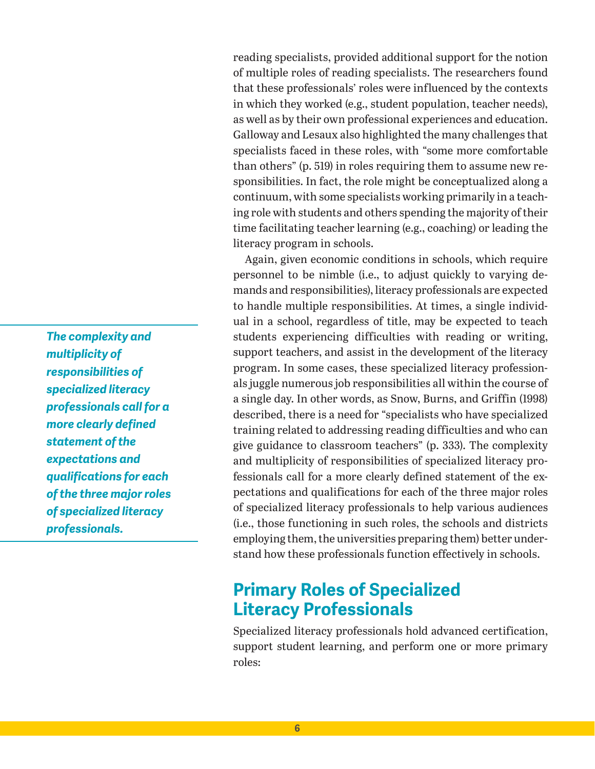reading specialists, provided additional support for the notion of multiple roles of reading specialists. The researchers found that these professionals' roles were influenced by the contexts in which they worked (e.g., student population, teacher needs), as well as by their own professional experiences and education. Galloway and Lesaux also highlighted the many challenges that specialists faced in these roles, with "some more comfortable than others" (p. 519) in roles requiring them to assume new responsibilities. In fact, the role might be conceptualized along a continuum, with some specialists working primarily in a teaching role with students and others spending the majority of their time facilitating teacher learning (e.g., coaching) or leading the literacy program in schools.

Again, given economic conditions in schools, which require personnel to be nimble (i.e., to adjust quickly to varying demands and responsibilities), literacy professionals are expected to handle multiple responsibilities. At times, a single individual in a school, regardless of title, may be expected to teach students experiencing difficulties with reading or writing, support teachers, and assist in the development of the literacy program. In some cases, these specialized literacy professionals juggle numerous job responsibilities all within the course of a single day. In other words, as Snow, Burns, and Griffin (1998) described, there is a need for "specialists who have specialized training related to addressing reading difficulties and who can give guidance to classroom teachers" (p. 333). The complexity and multiplicity of responsibilities of specialized literacy professionals call for a more clearly defined statement of the expectations and qualifications for each of the three major roles of specialized literacy professionals to help various audiences (i.e., those functioning in such roles, the schools and districts employing them, the universities preparing them) better understand how these professionals function effectively in schools.

> ***The complexity and multiplicity of responsibilities of specialized literacy professionals call for a more clearly defined statement of the expectations and qualifications for each of the three major roles of specialized literacy professionals.***

## Primary Roles of Specialized Literacy Professionals

Specialized literacy professionals hold advanced certification, support student learning, and perform one or more primary roles: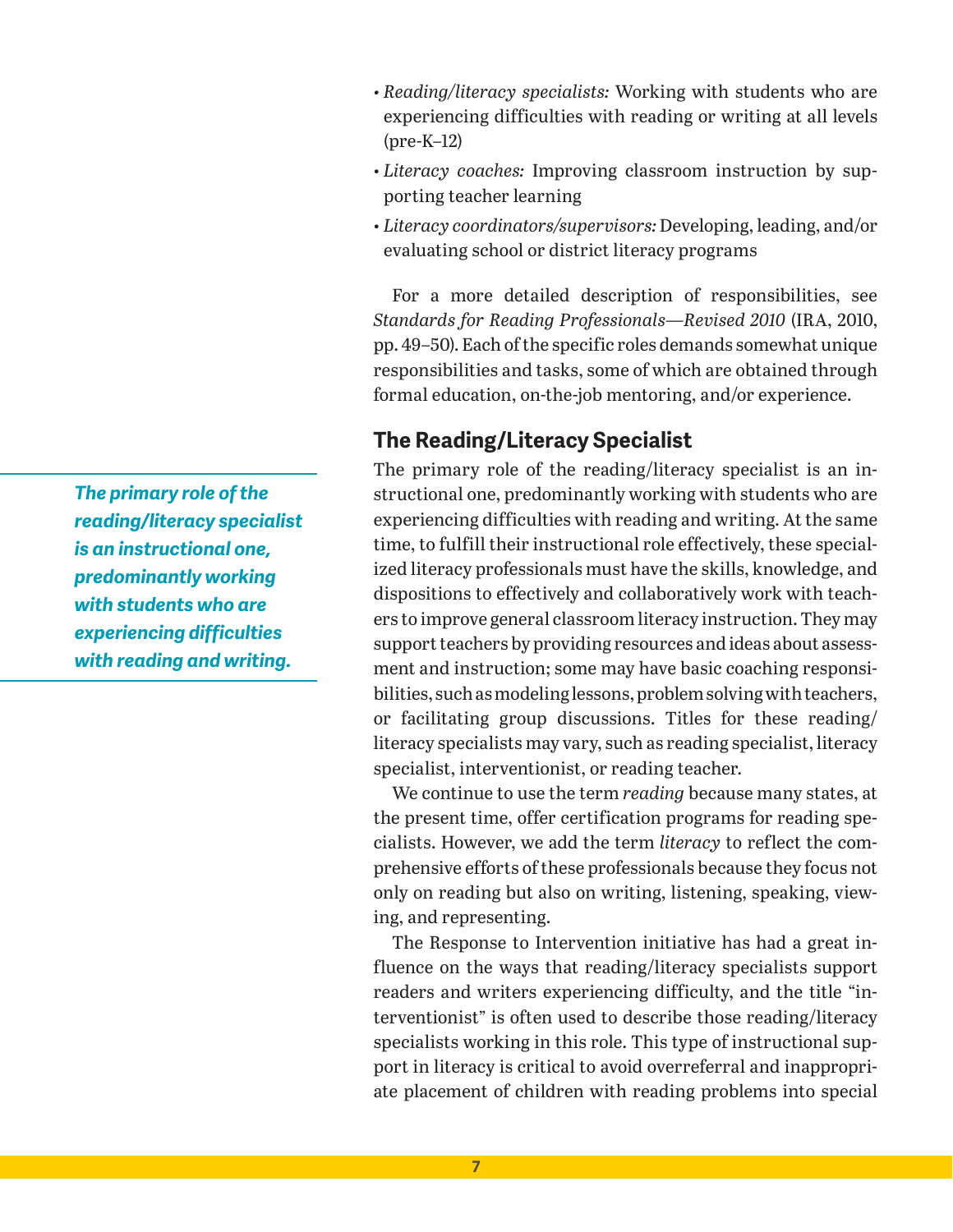- *Reading/literacy specialists:* Working with students who are experiencing difficulties with reading or writing at all levels (pre-K–12)
- *Literacy coaches:* Improving classroom instruction by supporting teacher learning
- *Literacy coordinators/supervisors:* Developing, leading, and/or evaluating school or district literacy programs

For a more detailed description of responsibilities, see *Standards for Reading Professionals—Revised 2010* (IRA, 2010, pp. 49–50). Each of the specific roles demands somewhat unique responsibilities and tasks, some of which are obtained through formal education, on-the-job mentoring, and/or experience.

## The Reading/Literacy Specialist

***The primary role of the reading/literacy specialist is an instructional one, predominantly working with students who are experiencing difficulties with reading and writing.***

The primary role of the reading/literacy specialist is an instructional one, predominantly working with students who are experiencing difficulties with reading and writing. At the same time, to fulfill their instructional role effectively, these specialized literacy professionals must have the skills, knowledge, and dispositions to effectively and collaboratively work with teachers to improve general classroom literacy instruction. They may support teachers by providing resources and ideas about assessment and instruction; some may have basic coaching responsibilities, such as modeling lessons, problem solving with teachers, or facilitating group discussions. Titles for these reading/literacy specialists may vary, such as reading specialist, literacy specialist, interventionist, or reading teacher.

We continue to use the term *reading* because many states, at the present time, offer certification programs for reading specialists. However, we add the term *literacy* to reflect the comprehensive efforts of these professionals because they focus not only on reading but also on writing, listening, speaking, viewing, and representing.

The Response to Intervention initiative has had a great influence on the ways that reading/literacy specialists support readers and writers experiencing difficulty, and the title "interventionist" is often used to describe those reading/literacy specialists working in this role. This type of instructional support in literacy is critical to avoid overreferral and inappropriate placement of children with reading problems into special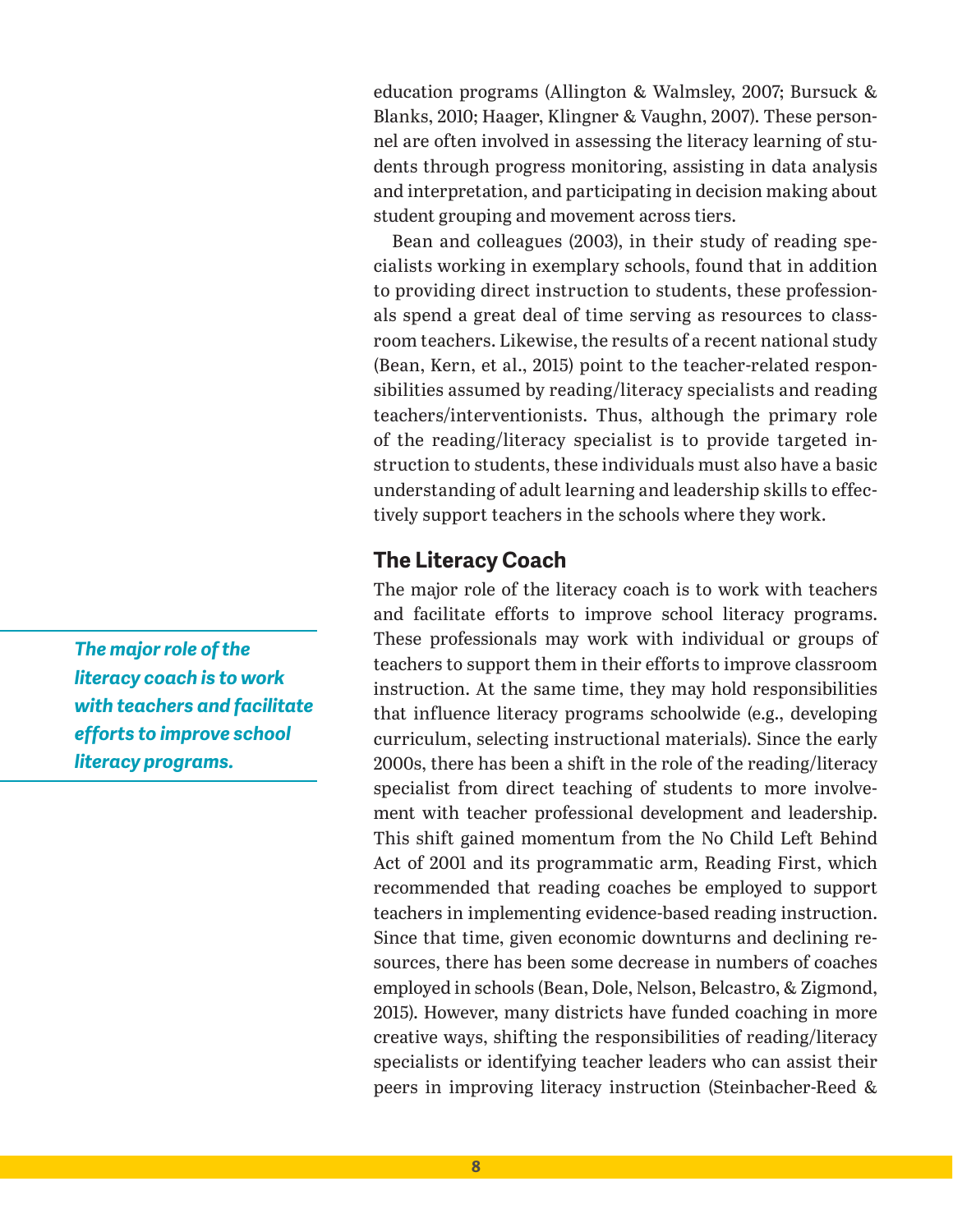education programs (Allington & Walmsley, 2007; Bursuck & Blanks, 2010; Haager, Klingner & Vaughn, 2007). These personnel are often involved in assessing the literacy learning of students through progress monitoring, assisting in data analysis and interpretation, and participating in decision making about student grouping and movement across tiers.

Bean and colleagues (2003), in their study of reading specialists working in exemplary schools, found that in addition to providing direct instruction to students, these professionals spend a great deal of time serving as resources to classroom teachers. Likewise, the results of a recent national study (Bean, Kern, et al., 2015) point to the teacher-related responsibilities assumed by reading/literacy specialists and reading teachers/interventionists. Thus, although the primary role of the reading/literacy specialist is to provide targeted instruction to students, these individuals must also have a basic understanding of adult learning and leadership skills to effectively support teachers in the schools where they work.

## The Literacy Coach

*The major role of the literacy coach is to work with teachers and facilitate efforts to improve school literacy programs.*

The major role of the literacy coach is to work with teachers and facilitate efforts to improve school literacy programs. These professionals may work with individual or groups of teachers to support them in their efforts to improve classroom instruction. At the same time, they may hold responsibilities that influence literacy programs schoolwide (e.g., developing curriculum, selecting instructional materials). Since the early 2000s, there has been a shift in the role of the reading/literacy specialist from direct teaching of students to more involvement with teacher professional development and leadership. This shift gained momentum from the No Child Left Behind Act of 2001 and its programmatic arm, Reading First, which recommended that reading coaches be employed to support teachers in implementing evidence-based reading instruction. Since that time, given economic downturns and declining resources, there has been some decrease in numbers of coaches employed in schools (Bean, Dole, Nelson, Belcastro, & Zigmond, 2015). However, many districts have funded coaching in more creative ways, shifting the responsibilities of reading/literacy specialists or identifying teacher leaders who can assist their peers in improving literacy instruction (Steinbacher-Reed &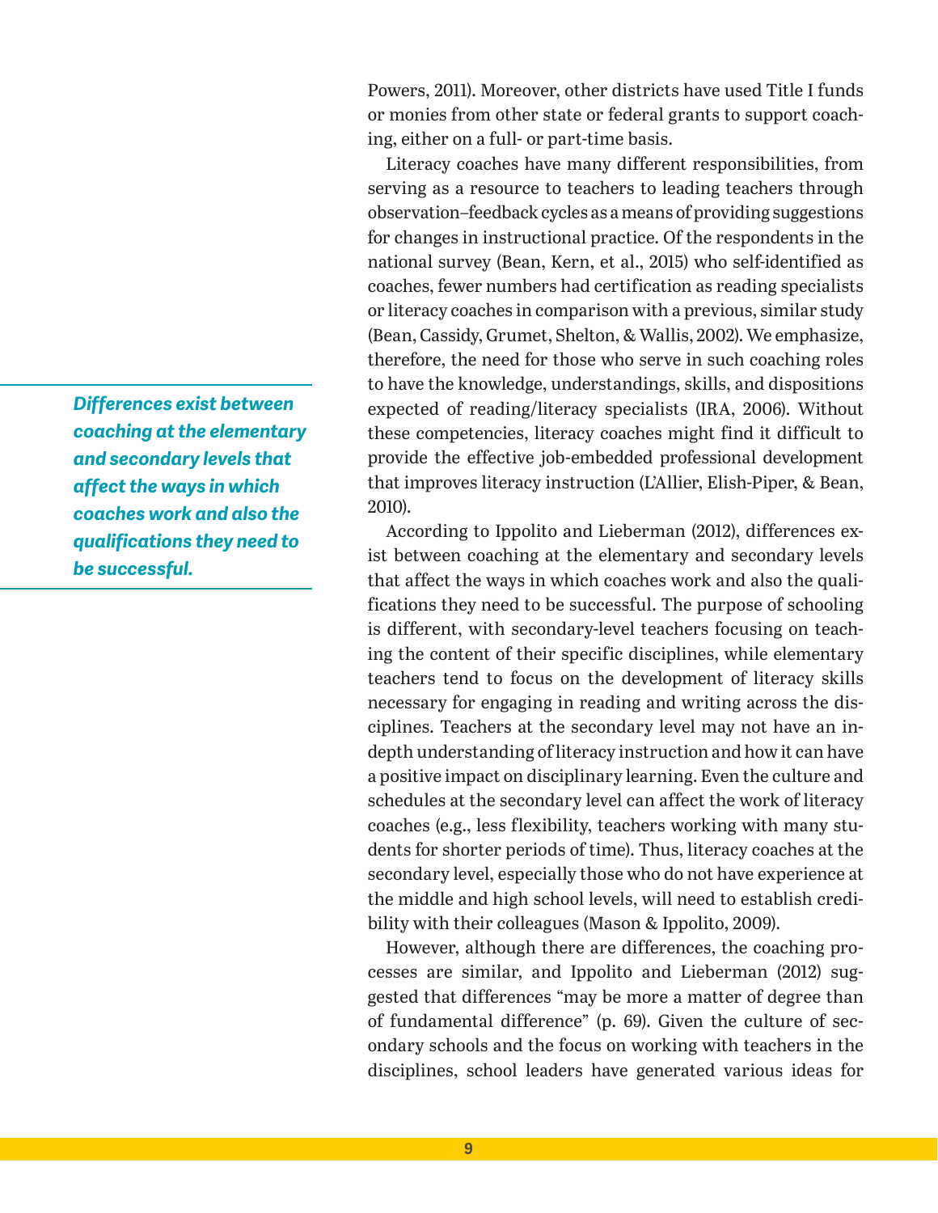Powers, 2011). Moreover, other districts have used Title I funds or monies from other state or federal grants to support coaching, either on a full- or part-time basis.

Literacy coaches have many different responsibilities, from serving as a resource to teachers to leading teachers through observation–feedback cycles as a means of providing suggestions for changes in instructional practice. Of the respondents in the national survey (Bean, Kern, et al., 2015) who self-identified as coaches, fewer numbers had certification as reading specialists or literacy coaches in comparison with a previous, similar study (Bean, Cassidy, Grumet, Shelton, & Wallis, 2002). We emphasize, therefore, the need for those who serve in such coaching roles to have the knowledge, understandings, skills, and dispositions expected of reading/literacy specialists (IRA, 2006). Without these competencies, literacy coaches might find it difficult to provide the effective job-embedded professional development that improves literacy instruction (L'Allier, Elish-Piper, & Bean, 2010).

***Differences exist between coaching at the elementary and secondary levels that affect the ways in which coaches work and also the qualifications they need to be successful.***

According to Ippolito and Lieberman (2012), differences exist between coaching at the elementary and secondary levels that affect the ways in which coaches work and also the qualifications they need to be successful. The purpose of schooling is different, with secondary-level teachers focusing on teaching the content of their specific disciplines, while elementary teachers tend to focus on the development of literacy skills necessary for engaging in reading and writing across the disciplines. Teachers at the secondary level may not have an in-depth understanding of literacy instruction and how it can have a positive impact on disciplinary learning. Even the culture and schedules at the secondary level can affect the work of literacy coaches (e.g., less flexibility, teachers working with many students for shorter periods of time). Thus, literacy coaches at the secondary level, especially those who do not have experience at the middle and high school levels, will need to establish credibility with their colleagues (Mason & Ippolito, 2009).

However, although there are differences, the coaching processes are similar, and Ippolito and Lieberman (2012) suggested that differences "may be more a matter of degree than of fundamental difference" (p. 69). Given the culture of secondary schools and the focus on working with teachers in the disciplines, school leaders have generated various ideas for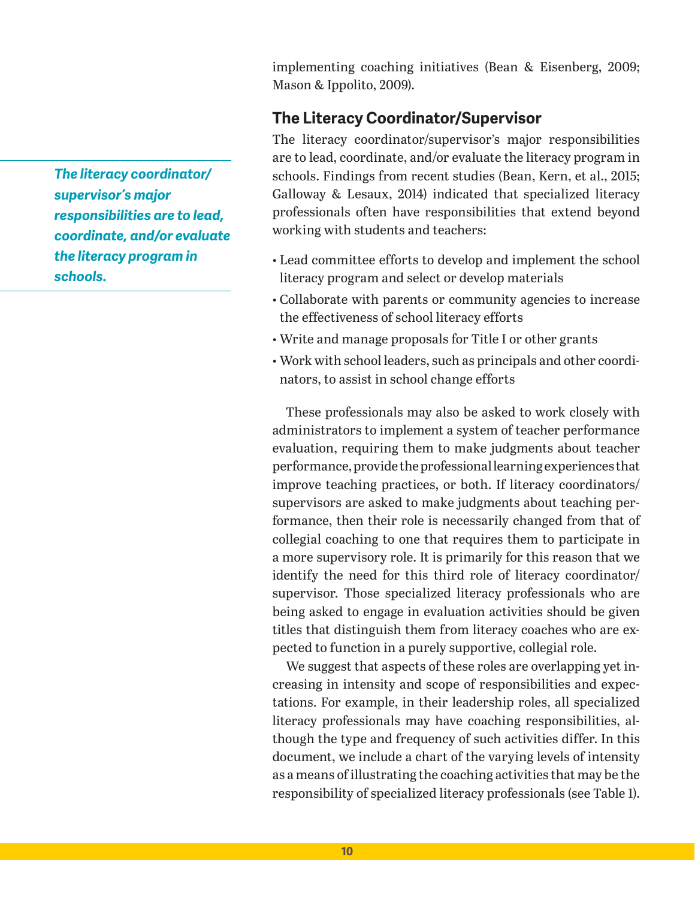implementing coaching initiatives (Bean & Eisenberg, 2009; Mason & Ippolito, 2009).

## The Literacy Coordinator/Supervisor

*The literacy coordinator/supervisor's major responsibilities are to lead, coordinate, and/or evaluate the literacy program in schools.*

The literacy coordinator/supervisor's major responsibilities are to lead, coordinate, and/or evaluate the literacy program in schools. Findings from recent studies (Bean, Kern, et al., 2015; Galloway & Lesaux, 2014) indicated that specialized literacy professionals often have responsibilities that extend beyond working with students and teachers:

- Lead committee efforts to develop and implement the school literacy program and select or develop materials
- Collaborate with parents or community agencies to increase the effectiveness of school literacy efforts
- Write and manage proposals for Title I or other grants
- Work with school leaders, such as principals and other coordinators, to assist in school change efforts

These professionals may also be asked to work closely with administrators to implement a system of teacher performance evaluation, requiring them to make judgments about teacher performance, provide the professional learning experiences that improve teaching practices, or both. If literacy coordinators/supervisors are asked to make judgments about teaching performance, then their role is necessarily changed from that of collegial coaching to one that requires them to participate in a more supervisory role. It is primarily for this reason that we identify the need for this third role of literacy coordinator/supervisor. Those specialized literacy professionals who are being asked to engage in evaluation activities should be given titles that distinguish them from literacy coaches who are expected to function in a purely supportive, collegial role.

We suggest that aspects of these roles are overlapping yet increasing in intensity and scope of responsibilities and expectations. For example, in their leadership roles, all specialized literacy professionals may have coaching responsibilities, although the type and frequency of such activities differ. In this document, we include a chart of the varying levels of intensity as a means of illustrating the coaching activities that may be the responsibility of specialized literacy professionals (see Table 1).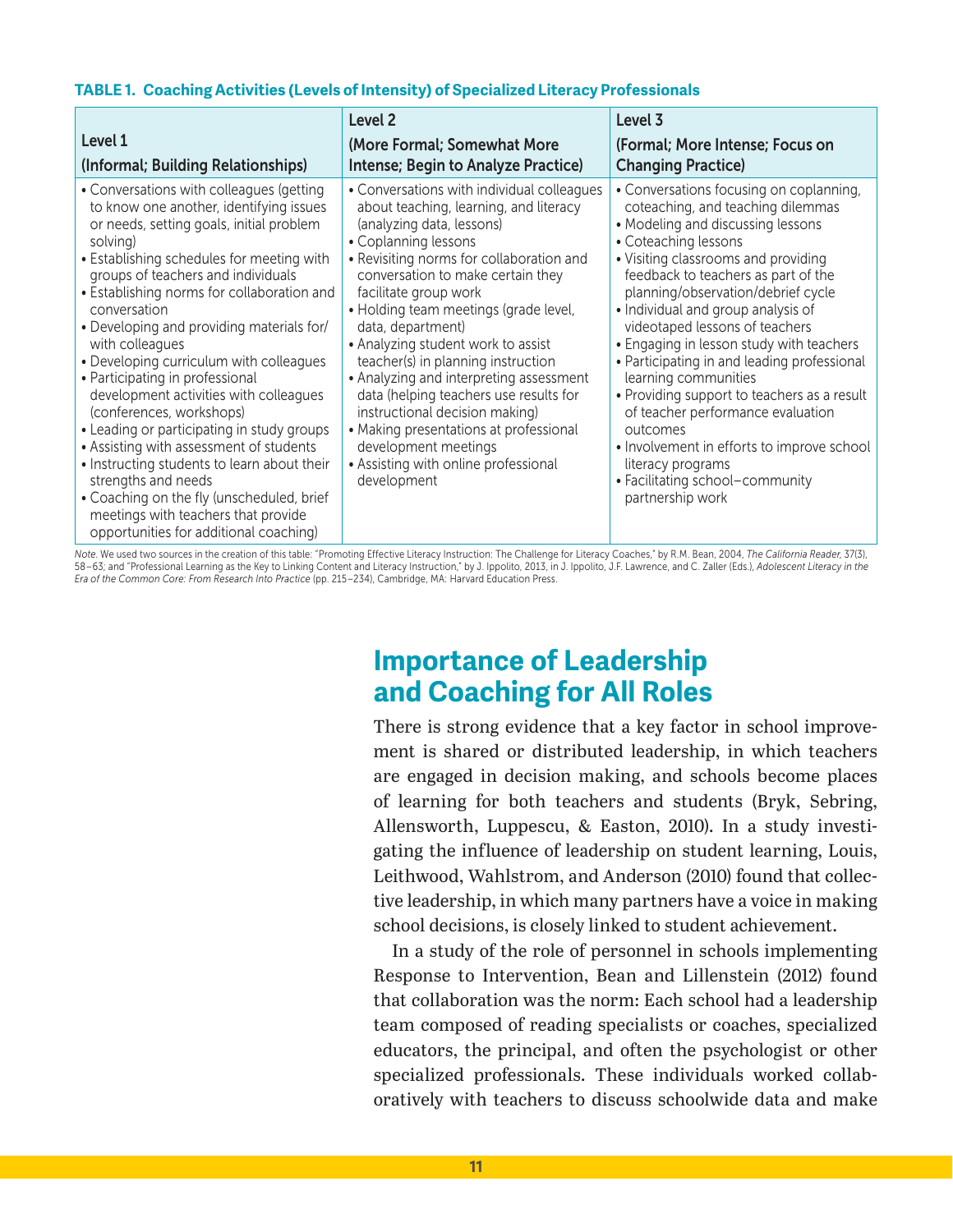**TABLE 1. Coaching Activities (Levels of Intensity) of Specialized Literacy Professionals**

| Level 1 (Informal; Building Relationships) | Level 2 (More Formal; Somewhat More Intense; Begin to Analyze Practice) | Level 3 (Formal; More Intense; Focus on Changing Practice) |
|---|---|---|
| • Conversations with colleagues (getting to know one another, identifying issues or needs, setting goals, initial problem solving)<br>• Establishing schedules for meeting with groups of teachers and individuals<br>• Establishing norms for collaboration and conversation<br>• Developing and providing materials for/with colleagues<br>• Developing curriculum with colleagues<br>• Participating in professional development activities with colleagues (conferences, workshops)<br>• Leading or participating in study groups<br>• Assisting with assessment of students<br>• Instructing students to learn about their strengths and needs<br>• Coaching on the fly (unscheduled, brief meetings with teachers that provide opportunities for additional coaching) | • Conversations with individual colleagues about teaching, learning, and literacy (analyzing data, lessons)<br>• Coplanning lessons<br>• Revisiting norms for collaboration and conversation to make certain they facilitate group work<br>• Holding team meetings (grade level, data, department)<br>• Analyzing student work to assist teacher(s) in planning instruction<br>• Analyzing and interpreting assessment data (helping teachers use results for instructional decision making)<br>• Making presentations at professional development meetings<br>• Assisting with online professional development | • Conversations focusing on coplanning, coteaching, and teaching dilemmas<br>• Modeling and discussing lessons<br>• Coteaching lessons<br>• Visiting classrooms and providing feedback to teachers as part of the planning/observation/debrief cycle<br>• Individual and group analysis of videotaped lessons of teachers<br>• Engaging in lesson study with teachers<br>• Participating in and leading professional learning communities<br>• Providing support to teachers as a result of teacher performance evaluation outcomes<br>• Involvement in efforts to improve school literacy programs<br>• Facilitating school–community partnership work |

*Note.* We used two sources in the creation of this table: "Promoting Effective Literacy Instruction: The Challenge for Literacy Coaches," by R.M. Bean, 2004, *The California Reader*, 37(3), 58–63; and "Professional Learning as the Key to Linking Content and Literacy Instruction," by J. Ippolito, 2013, in J. Ippolito, J.F. Lawrence, and C. Zaller (Eds.), *Adolescent Literacy in the Era of the Common Core: From Research Into Practice* (pp. 215–234), Cambridge, MA: Harvard Education Press.

## Importance of Leadership and Coaching for All Roles

There is strong evidence that a key factor in school improvement is shared or distributed leadership, in which teachers are engaged in decision making, and schools become places of learning for both teachers and students (Bryk, Sebring, Allensworth, Luppescu, & Easton, 2010). In a study investigating the influence of leadership on student learning, Louis, Leithwood, Wahlstrom, and Anderson (2010) found that collective leadership, in which many partners have a voice in making school decisions, is closely linked to student achievement.

In a study of the role of personnel in schools implementing Response to Intervention, Bean and Lillenstein (2012) found that collaboration was the norm: Each school had a leadership team composed of reading specialists or coaches, specialized educators, the principal, and often the psychologist or other specialized professionals. These individuals worked collaboratively with teachers to discuss schoolwide data and make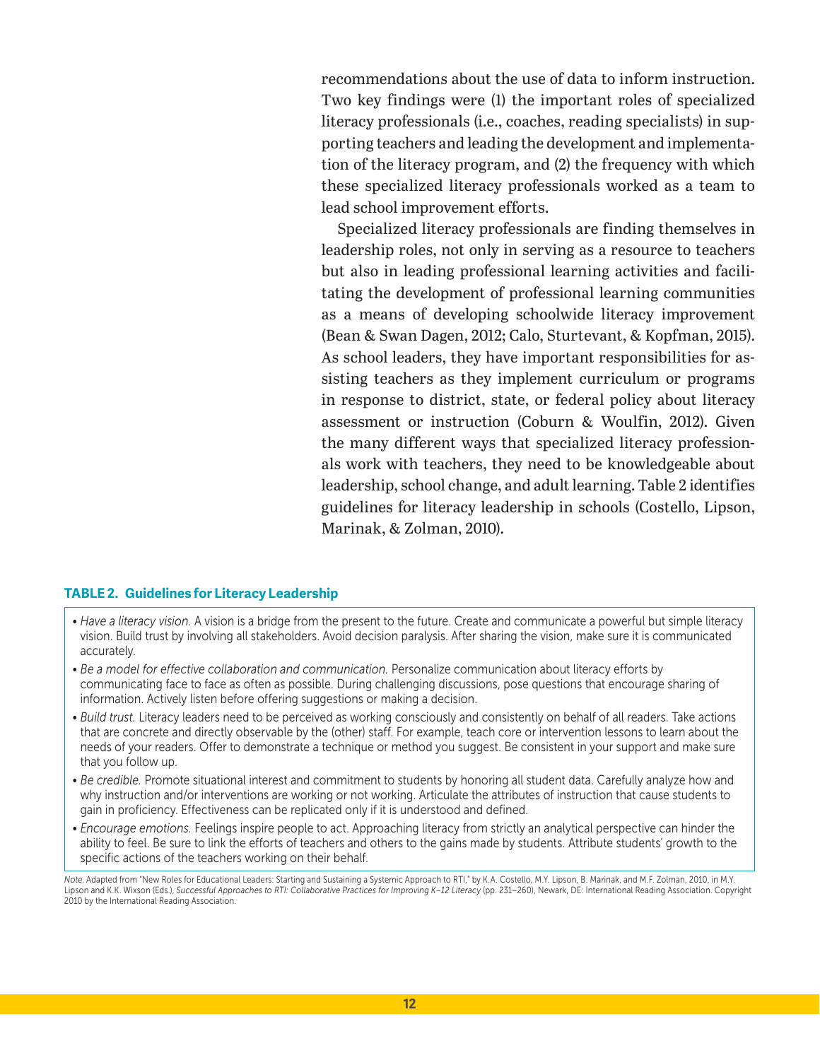recommendations about the use of data to inform instruction. Two key findings were (1) the important roles of specialized literacy professionals (i.e., coaches, reading specialists) in supporting teachers and leading the development and implementation of the literacy program, and (2) the frequency with which these specialized literacy professionals worked as a team to lead school improvement efforts.

Specialized literacy professionals are finding themselves in leadership roles, not only in serving as a resource to teachers but also in leading professional learning activities and facilitating the development of professional learning communities as a means of developing schoolwide literacy improvement (Bean & Swan Dagen, 2012; Calo, Sturtevant, & Kopfman, 2015). As school leaders, they have important responsibilities for assisting teachers as they implement curriculum or programs in response to district, state, or federal policy about literacy assessment or instruction (Coburn & Woulfin, 2012). Given the many different ways that specialized literacy professionals work with teachers, they need to be knowledgeable about leadership, school change, and adult learning. Table 2 identifies guidelines for literacy leadership in schools (Costello, Lipson, Marinak, & Zolman, 2010).

**TABLE 2. Guidelines for Literacy Leadership**

- *Have a literacy vision.* A vision is a bridge from the present to the future. Create and communicate a powerful but simple literacy vision. Build trust by involving all stakeholders. Avoid decision paralysis. After sharing the vision, make sure it is communicated accurately.
- *Be a model for effective collaboration and communication.* Personalize communication about literacy efforts by communicating face to face as often as possible. During challenging discussions, pose questions that encourage sharing of information. Actively listen before offering suggestions or making a decision.
- *Build trust.* Literacy leaders need to be perceived as working consciously and consistently on behalf of all readers. Take actions that are concrete and directly observable by the (other) staff. For example, teach core or intervention lessons to learn about the needs of your readers. Offer to demonstrate a technique or method you suggest. Be consistent in your support and make sure that you follow up.
- *Be credible.* Promote situational interest and commitment to students by honoring all student data. Carefully analyze how and why instruction and/or interventions are working or not working. Articulate the attributes of instruction that cause students to gain in proficiency. Effectiveness can be replicated only if it is understood and defined.
- *Encourage emotions.* Feelings inspire people to act. Approaching literacy from strictly an analytical perspective can hinder the ability to feel. Be sure to link the efforts of teachers and others to the gains made by students. Attribute students' growth to the specific actions of the teachers working on their behalf.

*Note.* Adapted from "New Roles for Educational Leaders: Starting and Sustaining a Systemic Approach to RTI," by K.A. Costello, M.Y. Lipson, B. Marinak, and M.F. Zolman, 2010, in M.Y. Lipson and K.K. Wixson (Eds.), *Successful Approaches to RTI: Collaborative Practices for Improving K–12 Literacy* (pp. 231–260), Newark, DE: International Reading Association. Copyright 2010 by the International Reading Association.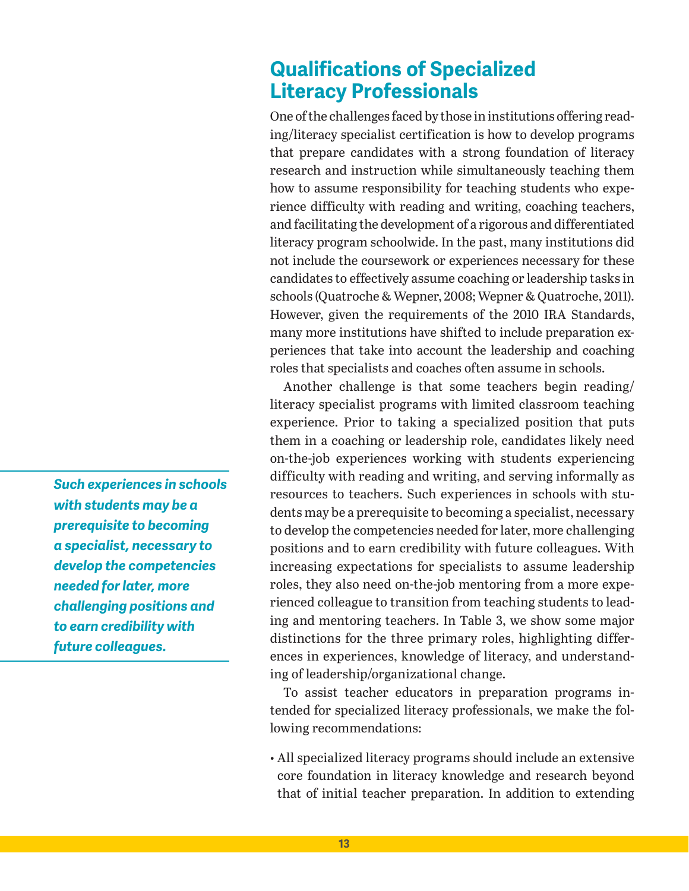## Qualifications of Specialized Literacy Professionals

One of the challenges faced by those in institutions offering reading/literacy specialist certification is how to develop programs that prepare candidates with a strong foundation of literacy research and instruction while simultaneously teaching them how to assume responsibility for teaching students who experience difficulty with reading and writing, coaching teachers, and facilitating the development of a rigorous and differentiated literacy program schoolwide. In the past, many institutions did not include the coursework or experiences necessary for these candidates to effectively assume coaching or leadership tasks in schools (Quatroche & Wepner, 2008; Wepner & Quatroche, 2011). However, given the requirements of the 2010 IRA Standards, many more institutions have shifted to include preparation experiences that take into account the leadership and coaching roles that specialists and coaches often assume in schools.

Another challenge is that some teachers begin reading/literacy specialist programs with limited classroom teaching experience. Prior to taking a specialized position that puts them in a coaching or leadership role, candidates likely need on-the-job experiences working with students experiencing difficulty with reading and writing, and serving informally as resources to teachers. Such experiences in schools with students may be a prerequisite to becoming a specialist, necessary to develop the competencies needed for later, more challenging positions and to earn credibility with future colleagues. With increasing expectations for specialists to assume leadership roles, they also need on-the-job mentoring from a more experienced colleague to transition from teaching students to leading and mentoring teachers. In Table 3, we show some major distinctions for the three primary roles, highlighting differences in experiences, knowledge of literacy, and understanding of leadership/organizational change.

> ***Such experiences in schools with students may be a prerequisite to becoming a specialist, necessary to develop the competencies needed for later, more challenging positions and to earn credibility with future colleagues.***

To assist teacher educators in preparation programs intended for specialized literacy professionals, we make the following recommendations:

- All specialized literacy programs should include an extensive core foundation in literacy knowledge and research beyond that of initial teacher preparation. In addition to extending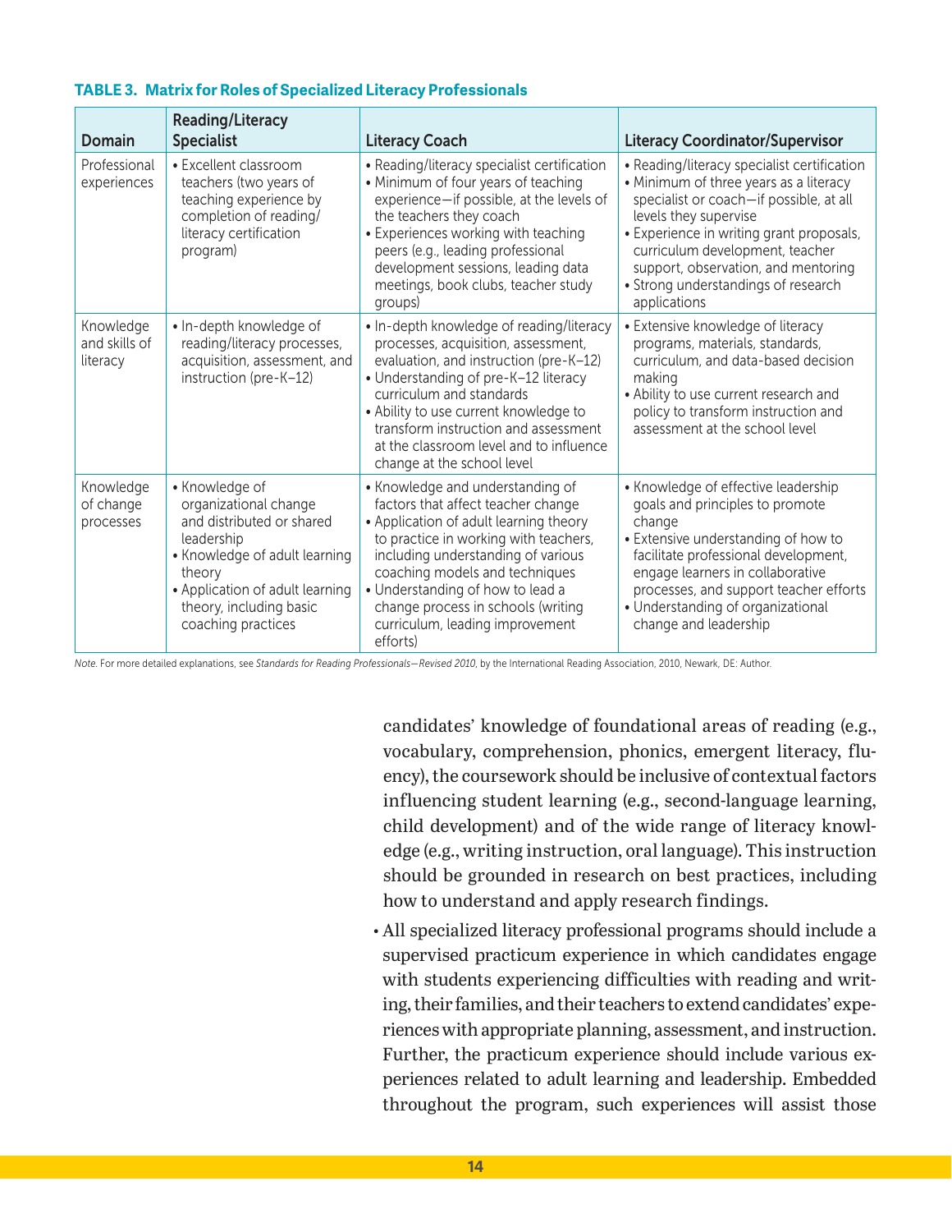**TABLE 3. Matrix for Roles of Specialized Literacy Professionals**

| Domain | Reading/Literacy Specialist | Literacy Coach | Literacy Coordinator/Supervisor |
|---|---|---|---|
| Professional experiences | • Excellent classroom teachers (two years of teaching experience by completion of reading/literacy certification program) | • Reading/literacy specialist certification<br>• Minimum of four years of teaching experience—if possible, at the levels of the teachers they coach<br>• Experiences working with teaching peers (e.g., leading professional development sessions, leading data meetings, book clubs, teacher study groups) | • Reading/literacy specialist certification<br>• Minimum of three years as a literacy specialist or coach—if possible, at all levels they supervise<br>• Experience in writing grant proposals, curriculum development, teacher support, observation, and mentoring<br>• Strong understandings of research applications |
| Knowledge and skills of literacy | • In-depth knowledge of reading/literacy processes, acquisition, assessment, and instruction (pre-K–12) | • In-depth knowledge of reading/literacy processes, acquisition, assessment, evaluation, and instruction (pre-K–12)<br>• Understanding of pre-K–12 literacy curriculum and standards<br>• Ability to use current knowledge to transform instruction and assessment at the classroom level and to influence change at the school level | • Extensive knowledge of literacy programs, materials, standards, curriculum, and data-based decision making<br>• Ability to use current research and policy to transform instruction and assessment at the school level |
| Knowledge of change processes | • Knowledge of organizational change and distributed or shared leadership<br>• Knowledge of adult learning theory<br>• Application of adult learning theory, including basic coaching practices | • Knowledge and understanding of factors that affect teacher change<br>• Application of adult learning theory to practice in working with teachers, including understanding of various coaching models and techniques<br>• Understanding of how to lead a change process in schools (writing curriculum, leading improvement efforts) | • Knowledge of effective leadership goals and principles to promote change<br>• Extensive understanding of how to facilitate professional development, engage learners in collaborative processes, and support teacher efforts<br>• Understanding of organizational change and leadership |

*Note.* For more detailed explanations, see *Standards for Reading Professionals—Revised 2010*, by the International Reading Association, 2010, Newark, DE: Author.

candidates' knowledge of foundational areas of reading (e.g., vocabulary, comprehension, phonics, emergent literacy, fluency), the coursework should be inclusive of contextual factors influencing student learning (e.g., second-language learning, child development) and of the wide range of literacy knowledge (e.g., writing instruction, oral language). This instruction should be grounded in research on best practices, including how to understand and apply research findings.

- All specialized literacy professional programs should include a supervised practicum experience in which candidates engage with students experiencing difficulties with reading and writing, their families, and their teachers to extend candidates' experiences with appropriate planning, assessment, and instruction. Further, the practicum experience should include various experiences related to adult learning and leadership. Embedded throughout the program, such experiences will assist those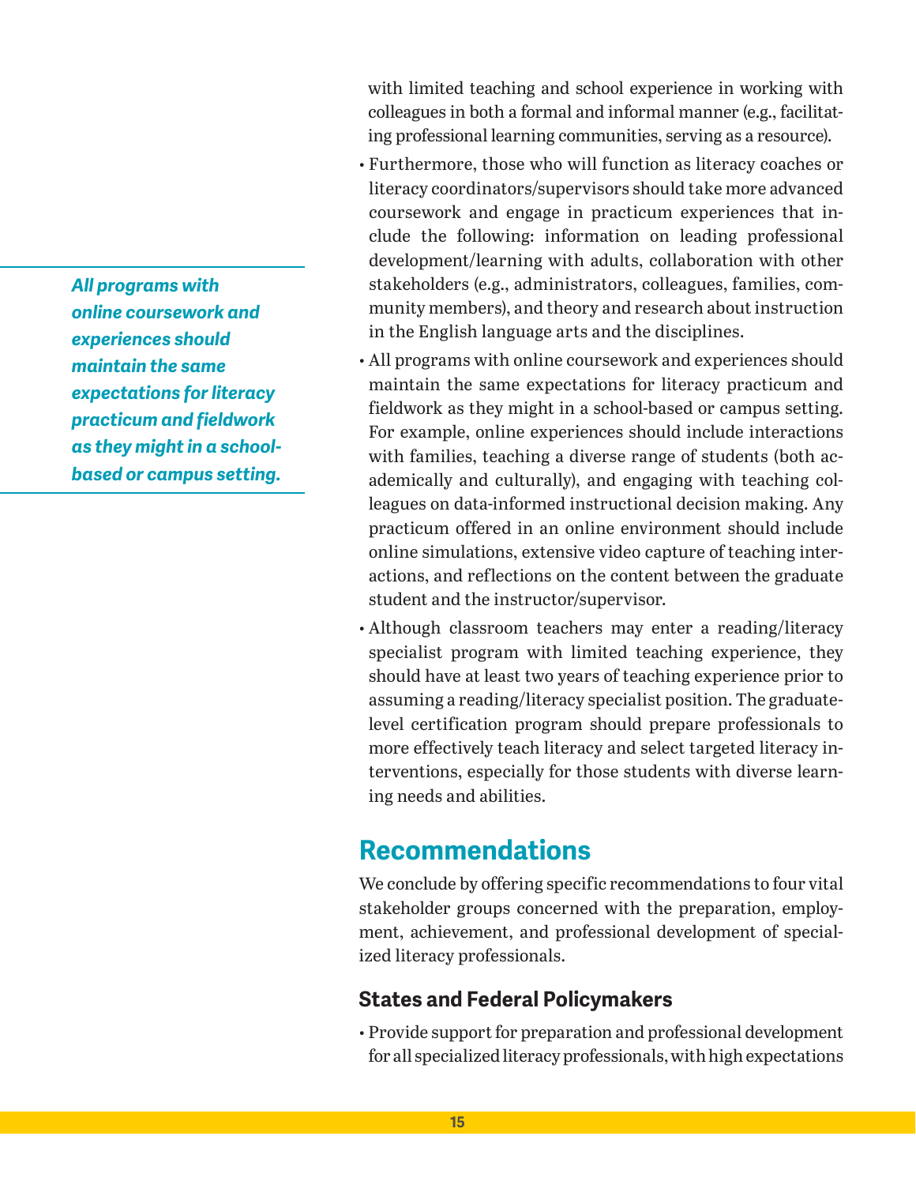with limited teaching and school experience in working with colleagues in both a formal and informal manner (e.g., facilitating professional learning communities, serving as a resource).

- Furthermore, those who will function as literacy coaches or literacy coordinators/supervisors should take more advanced coursework and engage in practicum experiences that include the following: information on leading professional development/learning with adults, collaboration with other stakeholders (e.g., administrators, colleagues, families, community members), and theory and research about instruction in the English language arts and the disciplines.
- All programs with online coursework and experiences should maintain the same expectations for literacy practicum and fieldwork as they might in a school-based or campus setting. For example, online experiences should include interactions with families, teaching a diverse range of students (both academically and culturally), and engaging with teaching colleagues on data-informed instructional decision making. Any practicum offered in an online environment should include online simulations, extensive video capture of teaching interactions, and reflections on the content between the graduate student and the instructor/supervisor.
- Although classroom teachers may enter a reading/literacy specialist program with limited teaching experience, they should have at least two years of teaching experience prior to assuming a reading/literacy specialist position. The graduate-level certification program should prepare professionals to more effectively teach literacy and select targeted literacy interventions, especially for those students with diverse learning needs and abilities.

> ***All programs with online coursework and experiences should maintain the same expectations for literacy practicum and fieldwork as they might in a school-based or campus setting.***

## Recommendations

We conclude by offering specific recommendations to four vital stakeholder groups concerned with the preparation, employment, achievement, and professional development of specialized literacy professionals.

### States and Federal Policymakers

- Provide support for preparation and professional development for all specialized literacy professionals, with high expectations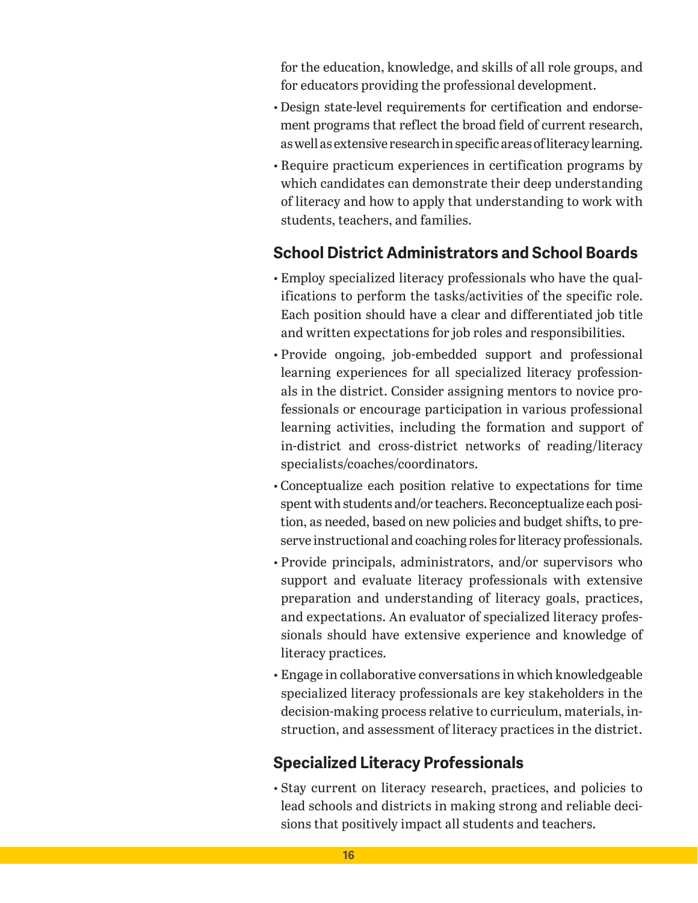for the education, knowledge, and skills of all role groups, and for educators providing the professional development.

- Design state-level requirements for certification and endorsement programs that reflect the broad field of current research, as well as extensive research in specific areas of literacy learning.
- Require practicum experiences in certification programs by which candidates can demonstrate their deep understanding of literacy and how to apply that understanding to work with students, teachers, and families.

## School District Administrators and School Boards

- Employ specialized literacy professionals who have the qualifications to perform the tasks/activities of the specific role. Each position should have a clear and differentiated job title and written expectations for job roles and responsibilities.
- Provide ongoing, job-embedded support and professional learning experiences for all specialized literacy professionals in the district. Consider assigning mentors to novice professionals or encourage participation in various professional learning activities, including the formation and support of in-district and cross-district networks of reading/literacy specialists/coaches/coordinators.
- Conceptualize each position relative to expectations for time spent with students and/or teachers. Reconceptualize each position, as needed, based on new policies and budget shifts, to preserve instructional and coaching roles for literacy professionals.
- Provide principals, administrators, and/or supervisors who support and evaluate literacy professionals with extensive preparation and understanding of literacy goals, practices, and expectations. An evaluator of specialized literacy professionals should have extensive experience and knowledge of literacy practices.
- Engage in collaborative conversations in which knowledgeable specialized literacy professionals are key stakeholders in the decision-making process relative to curriculum, materials, instruction, and assessment of literacy practices in the district.

## Specialized Literacy Professionals

- Stay current on literacy research, practices, and policies to lead schools and districts in making strong and reliable decisions that positively impact all students and teachers.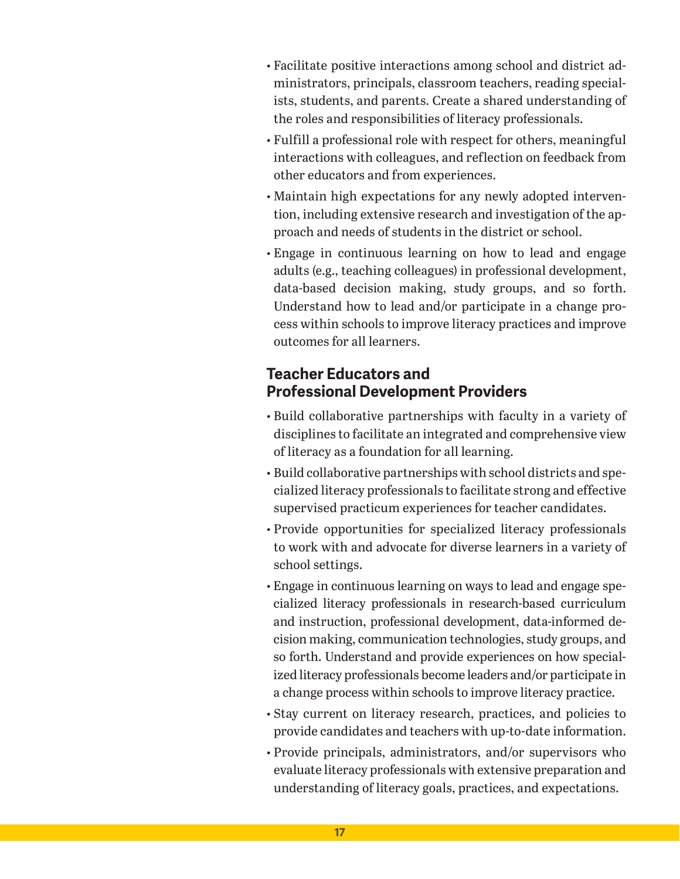- Facilitate positive interactions among school and district administrators, principals, classroom teachers, reading specialists, students, and parents. Create a shared understanding of the roles and responsibilities of literacy professionals.
- Fulfill a professional role with respect for others, meaningful interactions with colleagues, and reflection on feedback from other educators and from experiences.
- Maintain high expectations for any newly adopted intervention, including extensive research and investigation of the approach and needs of students in the district or school.
- Engage in continuous learning on how to lead and engage adults (e.g., teaching colleagues) in professional development, data-based decision making, study groups, and so forth. Understand how to lead and/or participate in a change process within schools to improve literacy practices and improve outcomes for all learners.

## Teacher Educators and Professional Development Providers

- Build collaborative partnerships with faculty in a variety of disciplines to facilitate an integrated and comprehensive view of literacy as a foundation for all learning.
- Build collaborative partnerships with school districts and specialized literacy professionals to facilitate strong and effective supervised practicum experiences for teacher candidates.
- Provide opportunities for specialized literacy professionals to work with and advocate for diverse learners in a variety of school settings.
- Engage in continuous learning on ways to lead and engage specialized literacy professionals in research-based curriculum and instruction, professional development, data-informed decision making, communication technologies, study groups, and so forth. Understand and provide experiences on how specialized literacy professionals become leaders and/or participate in a change process within schools to improve literacy practice.
- Stay current on literacy research, practices, and policies to provide candidates and teachers with up-to-date information.
- Provide principals, administrators, and/or supervisors who evaluate literacy professionals with extensive preparation and understanding of literacy goals, practices, and expectations.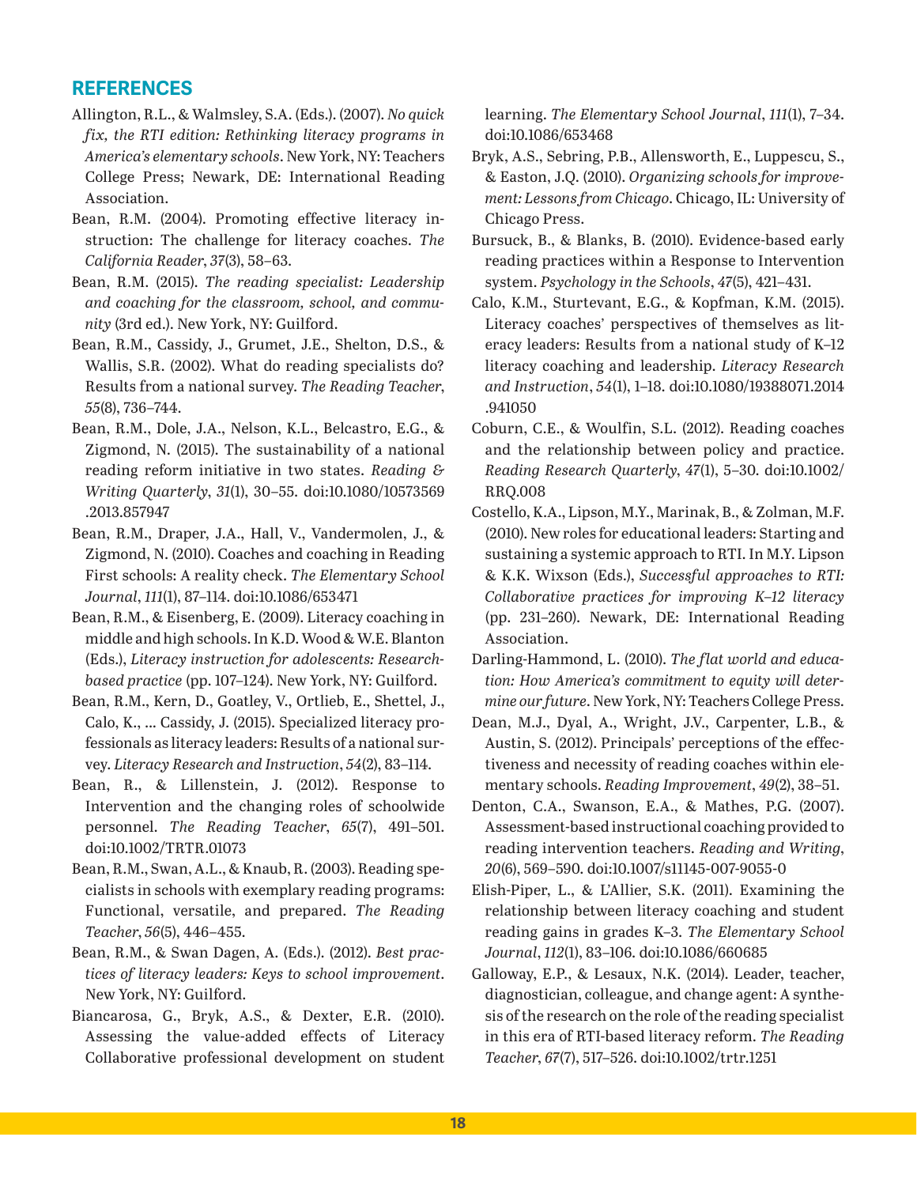## REFERENCES

Allington, R.L., & Walmsley, S.A. (Eds.). (2007). *No quick fix, the RTI edition: Rethinking literacy programs in America's elementary schools*. New York, NY: Teachers College Press; Newark, DE: International Reading Association.

Bean, R.M. (2004). Promoting effective literacy instruction: The challenge for literacy coaches. *The California Reader*, *37*(3), 58–63.

Bean, R.M. (2015). *The reading specialist: Leadership and coaching for the classroom, school, and community* (3rd ed.). New York, NY: Guilford.

Bean, R.M., Cassidy, J., Grumet, J.E., Shelton, D.S., & Wallis, S.R. (2002). What do reading specialists do? Results from a national survey. *The Reading Teacher*, *55*(8), 736–744.

Bean, R.M., Dole, J.A., Nelson, K.L., Belcastro, E.G., & Zigmond, N. (2015). The sustainability of a national reading reform initiative in two states. *Reading & Writing Quarterly*, *31*(1), 30–55. doi:10.1080/10573569.2013.857947

Bean, R.M., Draper, J.A., Hall, V., Vandermolen, J., & Zigmond, N. (2010). Coaches and coaching in Reading First schools: A reality check. *The Elementary School Journal*, *111*(1), 87–114. doi:10.1086/653471

Bean, R.M., & Eisenberg, E. (2009). Literacy coaching in middle and high schools. In K.D. Wood & W.E. Blanton (Eds.), *Literacy instruction for adolescents: Research-based practice* (pp. 107–124). New York, NY: Guilford.

Bean, R.M., Kern, D., Goatley, V., Ortlieb, E., Shettel, J., Calo, K., ... Cassidy, J. (2015). Specialized literacy professionals as literacy leaders: Results of a national survey. *Literacy Research and Instruction*, *54*(2), 83–114.

Bean, R., & Lillenstein, J. (2012). Response to Intervention and the changing roles of schoolwide personnel. *The Reading Teacher*, *65*(7), 491–501. doi:10.1002/TRTR.01073

Bean, R.M., Swan, A.L., & Knaub, R. (2003). Reading specialists in schools with exemplary reading programs: Functional, versatile, and prepared. *The Reading Teacher*, *56*(5), 446–455.

Bean, R.M., & Swan Dagen, A. (Eds.). (2012). *Best practices of literacy leaders: Keys to school improvement*. New York, NY: Guilford.

Biancarosa, G., Bryk, A.S., & Dexter, E.R. (2010). Assessing the value-added effects of Literacy Collaborative professional development on student learning. *The Elementary School Journal*, *111*(1), 7–34. doi:10.1086/653468

Bryk, A.S., Sebring, P.B., Allensworth, E., Luppescu, S., & Easton, J.Q. (2010). *Organizing schools for improvement: Lessons from Chicago*. Chicago, IL: University of Chicago Press.

Bursuck, B., & Blanks, B. (2010). Evidence-based early reading practices within a Response to Intervention system. *Psychology in the Schools*, *47*(5), 421–431.

Calo, K.M., Sturtevant, E.G., & Kopfman, K.M. (2015). Literacy coaches' perspectives of themselves as literacy leaders: Results from a national study of K–12 literacy coaching and leadership. *Literacy Research and Instruction*, *54*(1), 1–18. doi:10.1080/19388071.2014.941050

Coburn, C.E., & Woulfin, S.L. (2012). Reading coaches and the relationship between policy and practice. *Reading Research Quarterly*, *47*(1), 5–30. doi:10.1002/RRQ.008

Costello, K.A., Lipson, M.Y., Marinak, B., & Zolman, M.F. (2010). New roles for educational leaders: Starting and sustaining a systemic approach to RTI. In M.Y. Lipson & K.K. Wixson (Eds.), *Successful approaches to RTI: Collaborative practices for improving K–12 literacy* (pp. 231–260). Newark, DE: International Reading Association.

Darling-Hammond, L. (2010). *The flat world and education: How America's commitment to equity will determine our future*. New York, NY: Teachers College Press.

Dean, M.J., Dyal, A., Wright, J.V., Carpenter, L.B., & Austin, S. (2012). Principals' perceptions of the effectiveness and necessity of reading coaches within elementary schools. *Reading Improvement*, *49*(2), 38–51.

Denton, C.A., Swanson, E.A., & Mathes, P.G. (2007). Assessment-based instructional coaching provided to reading intervention teachers. *Reading and Writing*, *20*(6), 569–590. doi:10.1007/s11145-007-9055-0

Elish-Piper, L., & L'Allier, S.K. (2011). Examining the relationship between literacy coaching and student reading gains in grades K–3. *The Elementary School Journal*, *112*(1), 83–106. doi:10.1086/660685

Galloway, E.P., & Lesaux, N.K. (2014). Leader, teacher, diagnostician, colleague, and change agent: A synthesis of the research on the role of the reading specialist in this era of RTI-based literacy reform. *The Reading Teacher*, *67*(7), 517–526. doi:10.1002/trtr.1251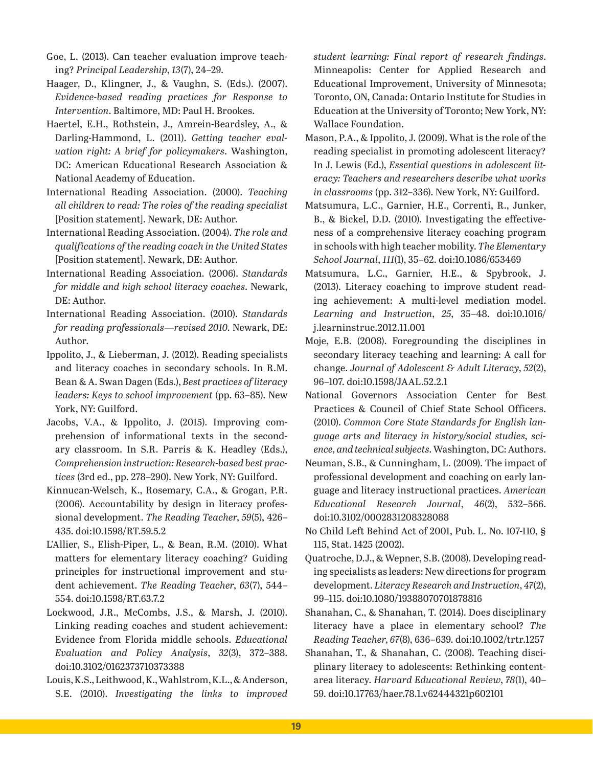Goe, L. (2013). Can teacher evaluation improve teaching? *Principal Leadership*, *13*(7), 24–29.

Haager, D., Klingner, J., & Vaughn, S. (Eds.). (2007). *Evidence-based reading practices for Response to Intervention*. Baltimore, MD: Paul H. Brookes.

Haertel, E.H., Rothstein, J., Amrein-Beardsley, A., & Darling-Hammond, L. (2011). *Getting teacher evaluation right: A brief for policymakers*. Washington, DC: American Educational Research Association & National Academy of Education.

International Reading Association. (2000). *Teaching all children to read: The roles of the reading specialist* [Position statement]. Newark, DE: Author.

International Reading Association. (2004). *The role and qualifications of the reading coach in the United States* [Position statement]. Newark, DE: Author.

International Reading Association. (2006). *Standards for middle and high school literacy coaches*. Newark, DE: Author.

International Reading Association. (2010). *Standards for reading professionals—revised 2010*. Newark, DE: Author.

Ippolito, J., & Lieberman, J. (2012). Reading specialists and literacy coaches in secondary schools. In R.M. Bean & A. Swan Dagen (Eds.), *Best practices of literacy leaders: Keys to school improvement* (pp. 63–85). New York, NY: Guilford.

Jacobs, V.A., & Ippolito, J. (2015). Improving comprehension of informational texts in the secondary classroom. In S.R. Parris & K. Headley (Eds.), *Comprehension instruction: Research-based best practices* (3rd ed., pp. 278–290). New York, NY: Guilford.

Kinnucan-Welsch, K., Rosemary, C.A., & Grogan, P.R. (2006). Accountability by design in literacy professional development. *The Reading Teacher*, *59*(5), 426–435. doi:10.1598/RT.59.5.2

L'Allier, S., Elish-Piper, L., & Bean, R.M. (2010). What matters for elementary literacy coaching? Guiding principles for instructional improvement and student achievement. *The Reading Teacher*, *63*(7), 544–554. doi:10.1598/RT.63.7.2

Lockwood, J.R., McCombs, J.S., & Marsh, J. (2010). Linking reading coaches and student achievement: Evidence from Florida middle schools. *Educational Evaluation and Policy Analysis*, *32*(3), 372–388. doi:10.3102/0162373710373388

Louis, K.S., Leithwood, K., Wahlstrom, K.L., & Anderson, S.E. (2010). *Investigating the links to improved student learning: Final report of research findings*. Minneapolis: Center for Applied Research and Educational Improvement, University of Minnesota; Toronto, ON, Canada: Ontario Institute for Studies in Education at the University of Toronto; New York, NY: Wallace Foundation.

Mason, P.A., & Ippolito, J. (2009). What is the role of the reading specialist in promoting adolescent literacy? In J. Lewis (Ed.), *Essential questions in adolescent literacy: Teachers and researchers describe what works in classrooms* (pp. 312–336). New York, NY: Guilford.

Matsumura, L.C., Garnier, H.E., Correnti, R., Junker, B., & Bickel, D.D. (2010). Investigating the effectiveness of a comprehensive literacy coaching program in schools with high teacher mobility. *The Elementary School Journal*, *111*(1), 35–62. doi:10.1086/653469

Matsumura, L.C., Garnier, H.E., & Spybrook, J. (2013). Literacy coaching to improve student reading achievement: A multi-level mediation model. *Learning and Instruction*, *25*, 35–48. doi:10.1016/j.learninstruc.2012.11.001

Moje, E.B. (2008). Foregrounding the disciplines in secondary literacy teaching and learning: A call for change. *Journal of Adolescent & Adult Literacy*, *52*(2), 96–107. doi:10.1598/JAAL.52.2.1

National Governors Association Center for Best Practices & Council of Chief State School Officers. (2010). *Common Core State Standards for English language arts and literacy in history/social studies, science, and technical subjects*. Washington, DC: Authors.

Neuman, S.B., & Cunningham, L. (2009). The impact of professional development and coaching on early language and literacy instructional practices. *American Educational Research Journal*, *46*(2), 532–566. doi:10.3102/0002831208328088

No Child Left Behind Act of 2001, Pub. L. No. 107-110, § 115, Stat. 1425 (2002).

Quatroche, D.J., & Wepner, S.B. (2008). Developing reading specialists as leaders: New directions for program development. *Literacy Research and Instruction*, *47*(2), 99–115. doi:10.1080/19388070701878816

Shanahan, C., & Shanahan, T. (2014). Does disciplinary literacy have a place in elementary school? *The Reading Teacher*, *67*(8), 636–639. doi:10.1002/trtr.1257

Shanahan, T., & Shanahan, C. (2008). Teaching disciplinary literacy to adolescents: Rethinking content-area literacy. *Harvard Educational Review*, *78*(1), 40–59. doi:10.17763/haer.78.1.v62444321p602101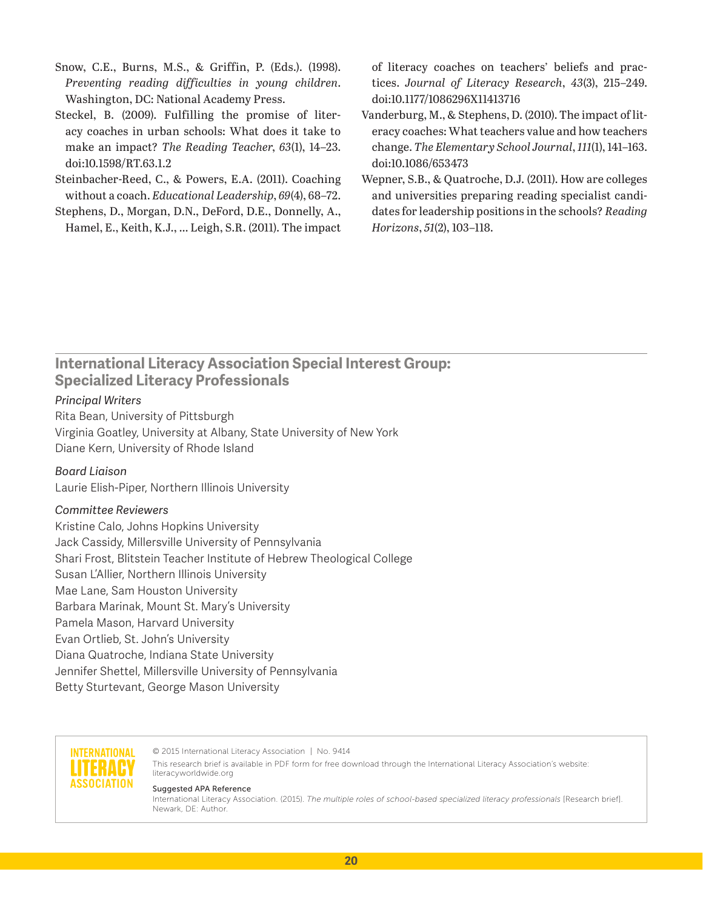Snow, C.E., Burns, M.S., & Griffin, P. (Eds.). (1998). *Preventing reading difficulties in young children*. Washington, DC: National Academy Press.

Steckel, B. (2009). Fulfilling the promise of literacy coaches in urban schools: What does it take to make an impact? *The Reading Teacher*, *63*(1), 14–23. doi:10.1598/RT.63.1.2

Steinbacher-Reed, C., & Powers, E.A. (2011). Coaching without a coach. *Educational Leadership*, *69*(4), 68–72.

Stephens, D., Morgan, D.N., DeFord, D.E., Donnelly, A., Hamel, E., Keith, K.J., ... Leigh, S.R. (2011). The impact of literacy coaches on teachers' beliefs and practices. *Journal of Literacy Research*, *43*(3), 215–249. doi:10.1177/1086296X11413716

Vanderburg, M., & Stephens, D. (2010). The impact of literacy coaches: What teachers value and how teachers change. *The Elementary School Journal*, *111*(1), 141–163. doi:10.1086/653473

Wepner, S.B., & Quatroche, D.J. (2011). How are colleges and universities preparing reading specialist candidates for leadership positions in the schools? *Reading Horizons*, *51*(2), 103–118.

## International Literacy Association Special Interest Group: Specialized Literacy Professionals

*Principal Writers*

Rita Bean, University of Pittsburgh
Virginia Goatley, University at Albany, State University of New York
Diane Kern, University of Rhode Island

*Board Liaison*

Laurie Elish-Piper, Northern Illinois University

*Committee Reviewers*

Kristine Calo, Johns Hopkins University
Jack Cassidy, Millersville University of Pennsylvania
Shari Frost, Blitstein Teacher Institute of Hebrew Theological College
Susan L'Allier, Northern Illinois University
Mae Lane, Sam Houston University
Barbara Marinak, Mount St. Mary's University
Pamela Mason, Harvard University
Evan Ortlieb, St. John's University
Diana Quatroche, Indiana State University
Jennifer Shettel, Millersville University of Pennsylvania
Betty Sturtevant, George Mason University

INTERNATIONAL LITERACY ASSOCIATION

© 2015 International Literacy Association | No. 9414

This research brief is available in PDF form for free download through the International Literacy Association's website: literacyworldwide.org

Suggested APA Reference

International Literacy Association. (2015). *The multiple roles of school-based specialized literacy professionals* [Research brief]. Newark, DE: Author.